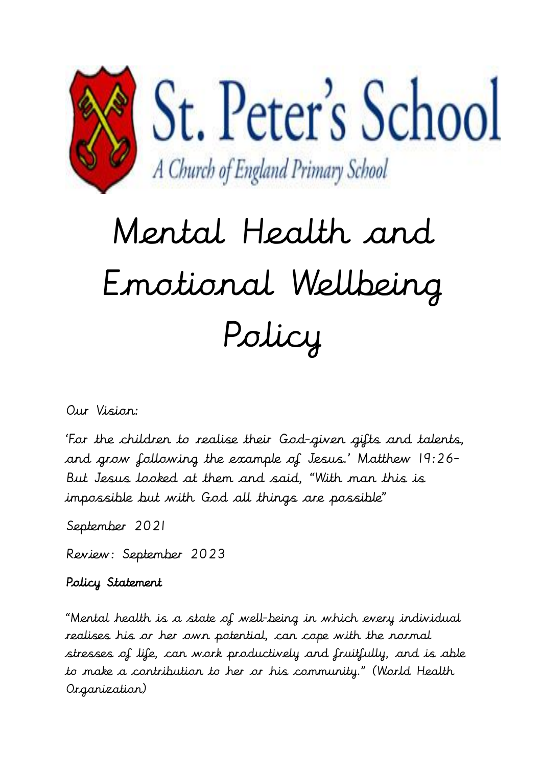St. Peter's School

A Church of England Primary School

# Mental Health and Emotional Wellbeing Policy

Our Vision:

'For the children to realise their God-given gifts and talents, and grow following the example of Jesus.' Matthew 19:26- But Jesus looked at them and said, "With man this is impossible but with God all things are possible"

September 2021

Review: September 2023

**Policy Statement**

"Mental health is a state of well-being in which every individual realises his or her own potential, can cope with the normal stresses of life, can work productively and fruitfully, and is able to make a contribution to her or his community." (World Health Organization)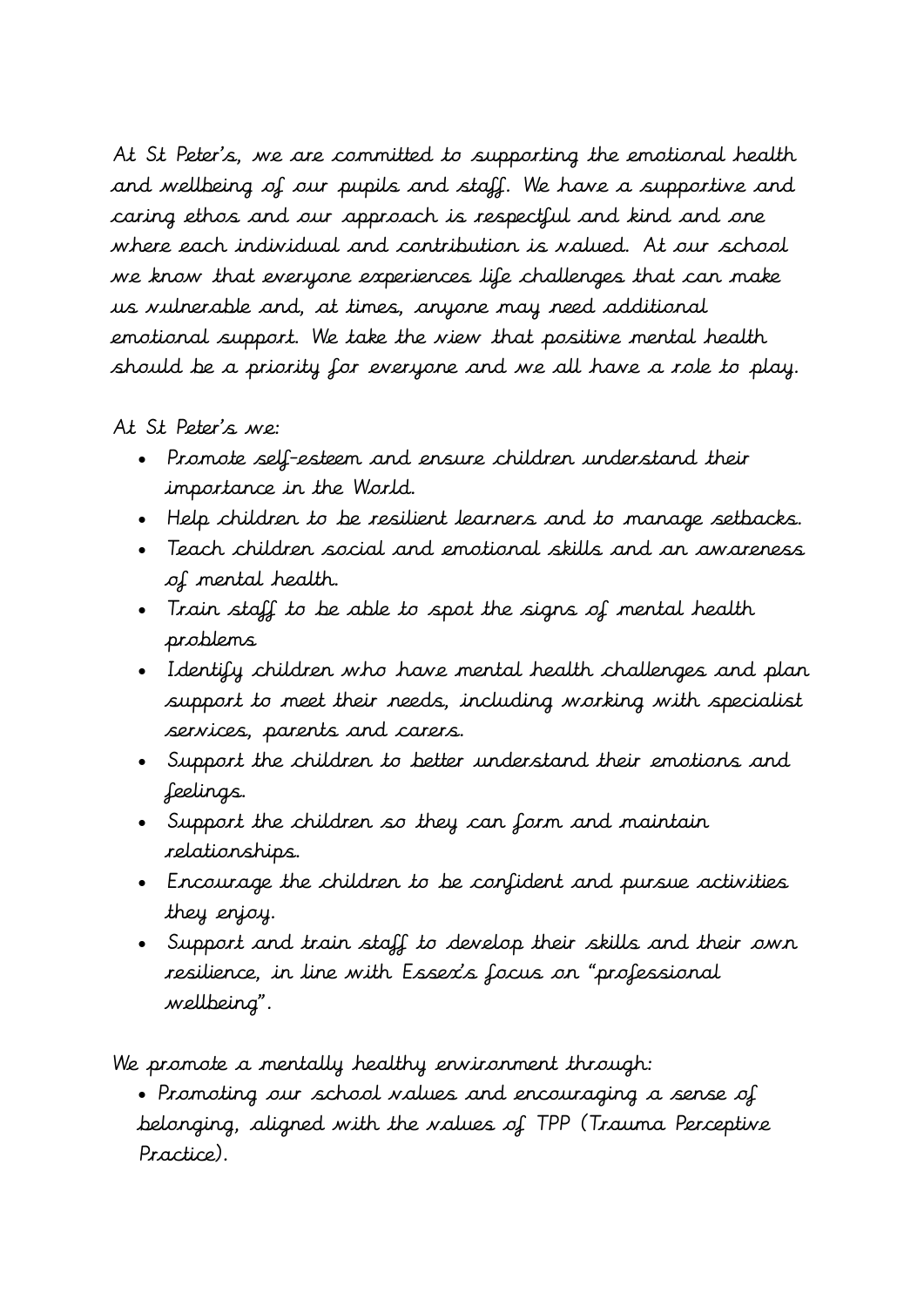At St Peter's, we are committed to supporting the emotional health and wellbeing of our pupils and staff. We have a supportive and caring ethos and our approach is respectful and kind and one where each individual and contribution is valued. At our school we know that everyone experiences life challenges that can make us vulnerable and, at times, anyone may need additional emotional support. We take the view that positive mental health should be a priority for everyone and we all have a role to play.

At St Peter's we:

- Promote self-esteem and ensure children understand their importance in the World.
- Help children to be resilient learners and to manage setbacks.
- Teach children social and emotional skills and an awareness of mental health.
- Train staff to be able to spot the signs of mental health problems
- Identify children who have mental health challenges and plan support to meet their needs, including working with specialist services, parents and carers.
- Support the children to better understand their emotions and feelings.
- Support the children so they can form and maintain relationships.
- Encourage the children to be confident and pursue activities they enjoy.
- Support and train staff to develop their skills and their own resilience, in line with Essex's focus on "professional wellbeing".

We promote a mentally healthy environment through:

- Promoting our school values and encouraging a sense of belonging, aligned with the values of TPP (Trauma Perceptive Practice).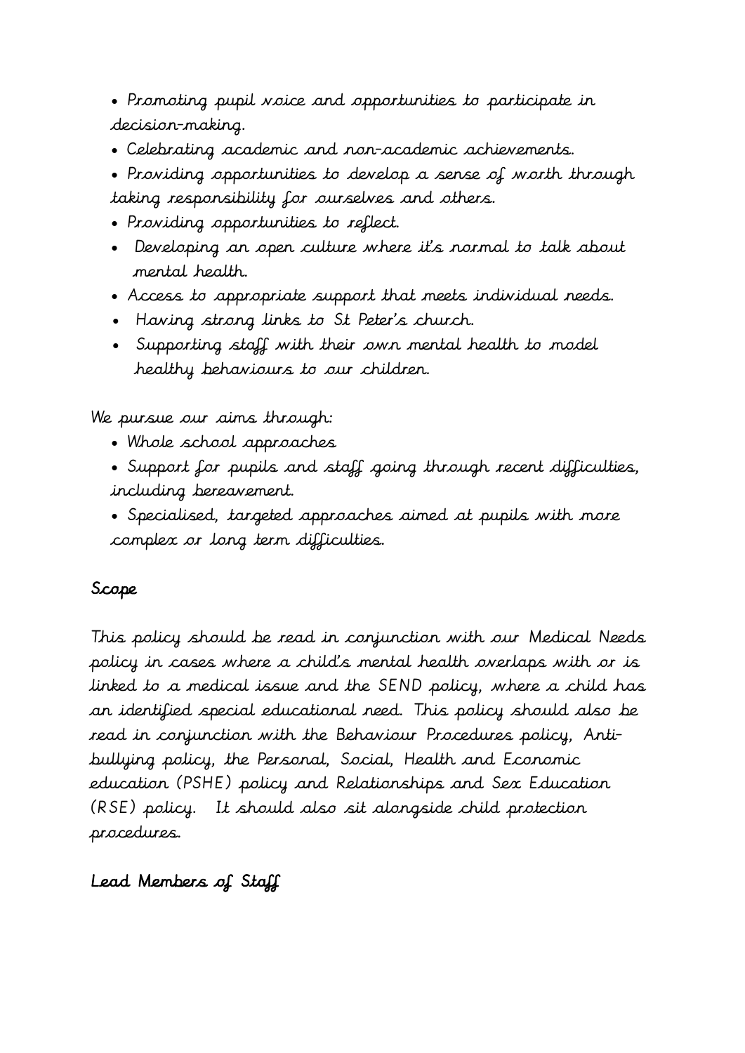- Promoting pupil voice and opportunities to participate in decision-making.
- Celebrating academic and non-academic achievements.
- Providing opportunities to develop a sense of worth through taking responsibility for ourselves and others.
- Providing opportunities to reflect.
- Developing an open culture where it's normal to talk about mental health.
- Access to appropriate support that meets individual needs.
- Having strong links to St Peter's church.
- Supporting staff with their own mental health to model healthy behaviours to our children.

We pursue our aims through:

- Whole school approaches
- Support for pupils and staff going through recent difficulties, including bereavement.
- Specialised, targeted approaches aimed at pupils with more complex or long term difficulties.

## Scope

This policy should be read in conjunction with our Medical Needs policy in cases where a child's mental health overlaps with or is linked to a medical issue and the SEND policy, where a child has an identified special educational need. This policy should also be read in conjunction with the Behaviour Procedures policy, Anti-bullying policy, the Personal, Social, Health and Economic education (PSHE) policy and Relationships and Sex Education (RSE) policy. It should also sit alongside child protection procedures.

## Lead Members of Staff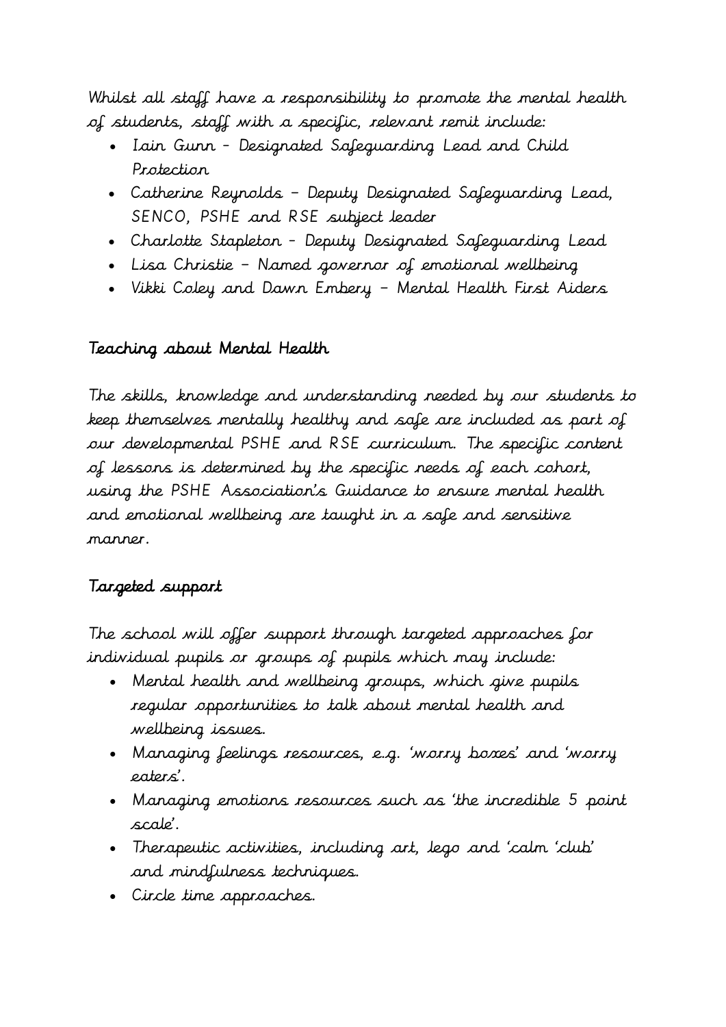Whilst all staff have a responsibility to promote the mental health of students, staff with a specific, relevant remit include:

- Iain Gunn - Designated Safeguarding Lead and Child Protection
- Catherine Reynolds – Deputy Designated Safeguarding Lead, SENCO, PSHE and RSE subject leader
- Charlotte Stapleton - Deputy Designated Safeguarding Lead
- Lisa Christie – Named governor of emotional wellbeing
- Vikki Coley and Dawn Embery – Mental Health First Aiders

## Teaching about Mental Health

The skills, knowledge and understanding needed by our students to keep themselves mentally healthy and safe are included as part of our developmental PSHE and RSE curriculum. The specific content of lessons is determined by the specific needs of each cohort, using the PSHE Association's Guidance to ensure mental health and emotional wellbeing are taught in a safe and sensitive manner.

## Targeted support

The school will offer support through targeted approaches for individual pupils or groups of pupils which may include:

- Mental health and wellbeing groups, which give pupils regular opportunities to talk about mental health and wellbeing issues.
- Managing feelings resources, e.g. 'worry boxes' and 'worry eaters'.
- Managing emotions resources such as 'the incredible 5 point scale'.
- Therapeutic activities, including art, lego and 'calm 'club' and mindfulness techniques.
- Circle time approaches.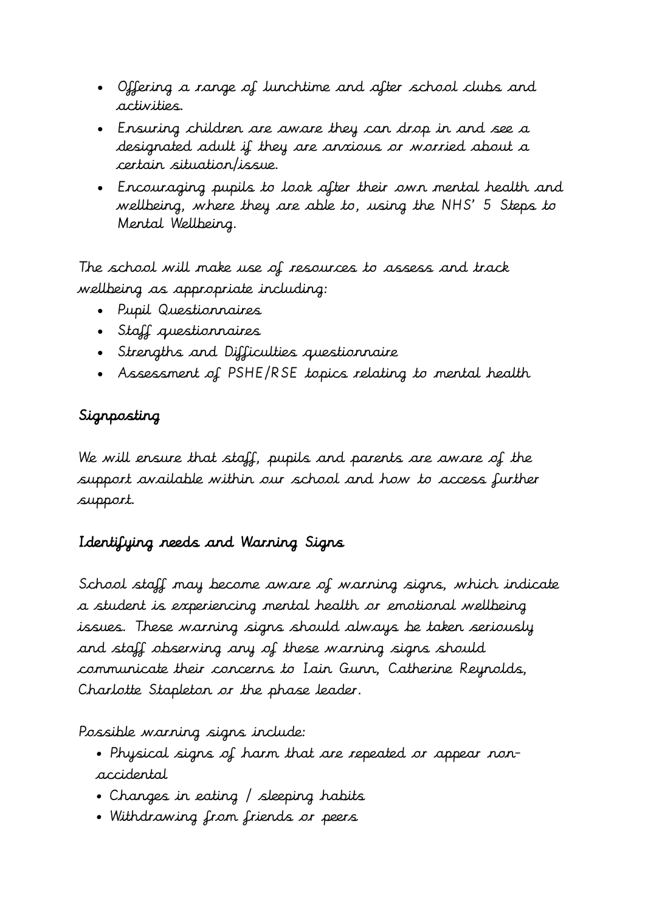- Offering a range of lunchtime and after school clubs and activities.
- Ensuring children are aware they can drop in and see a designated adult if they are anxious or worried about a certain situation/issue.
- Encouraging pupils to look after their own mental health and wellbeing, where they are able to, using the NHS' 5 Steps to Mental Wellbeing.

The school will make use of resources to assess and track wellbeing as appropriate including:

- Pupil Questionnaires
- Staff questionnaires
- Strengths and Difficulties questionnaire
- Assessment of PSHE/RSE topics relating to mental health

## Signposting

We will ensure that staff, pupils and parents are aware of the support available within our school and how to access further support.

## Identifying needs and Warning Signs

School staff may become aware of warning signs, which indicate a student is experiencing mental health or emotional wellbeing issues. These warning signs should always be taken seriously and staff observing any of these warning signs should communicate their concerns to Iain Gunn, Catherine Reynolds, Charlotte Stapleton or the phase leader.

Possible warning signs include:

- Physical signs of harm that are repeated or appear non-accidental
- Changes in eating / sleeping habits
- Withdrawing from friends or peers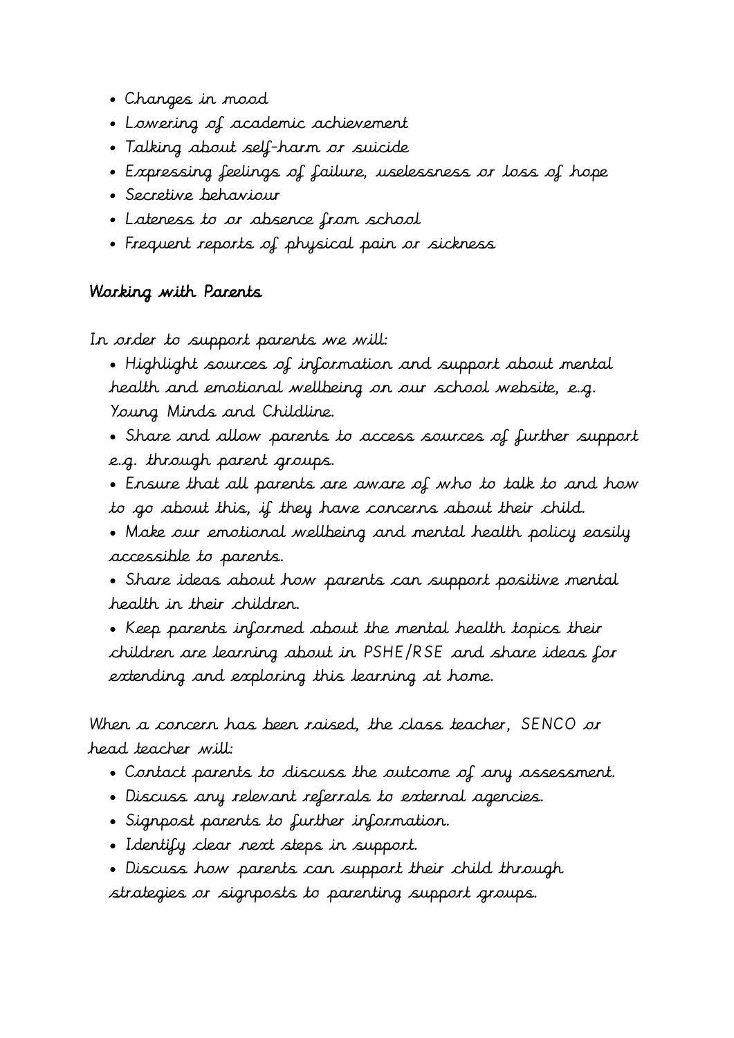- Changes in mood
- Lowering of academic achievement
- Talking about self-harm or suicide
- Expressing feelings of failure, uselessness or loss of hope
- Secretive behaviour
- Lateness to or absence from school
- Frequent reports of physical pain or sickness

## Working with Parents

In order to support parents we will:

- Highlight sources of information and support about mental health and emotional wellbeing on our school website, e.g. Young Minds and Childline.
- Share and allow parents to access sources of further support e.g. through parent groups.
- Ensure that all parents are aware of who to talk to and how to go about this, if they have concerns about their child.
- Make our emotional wellbeing and mental health policy easily accessible to parents.
- Share ideas about how parents can support positive mental health in their children.
- Keep parents informed about the mental health topics their children are learning about in PSHE/RSE and share ideas for extending and exploring this learning at home.

When a concern has been raised, the class teacher, SENCO or head teacher will:

- Contact parents to discuss the outcome of any assessment.
- Discuss any relevant referrals to external agencies.
- Signpost parents to further information.
- Identify clear next steps in support.
- Discuss how parents can support their child through strategies or signposts to parenting support groups.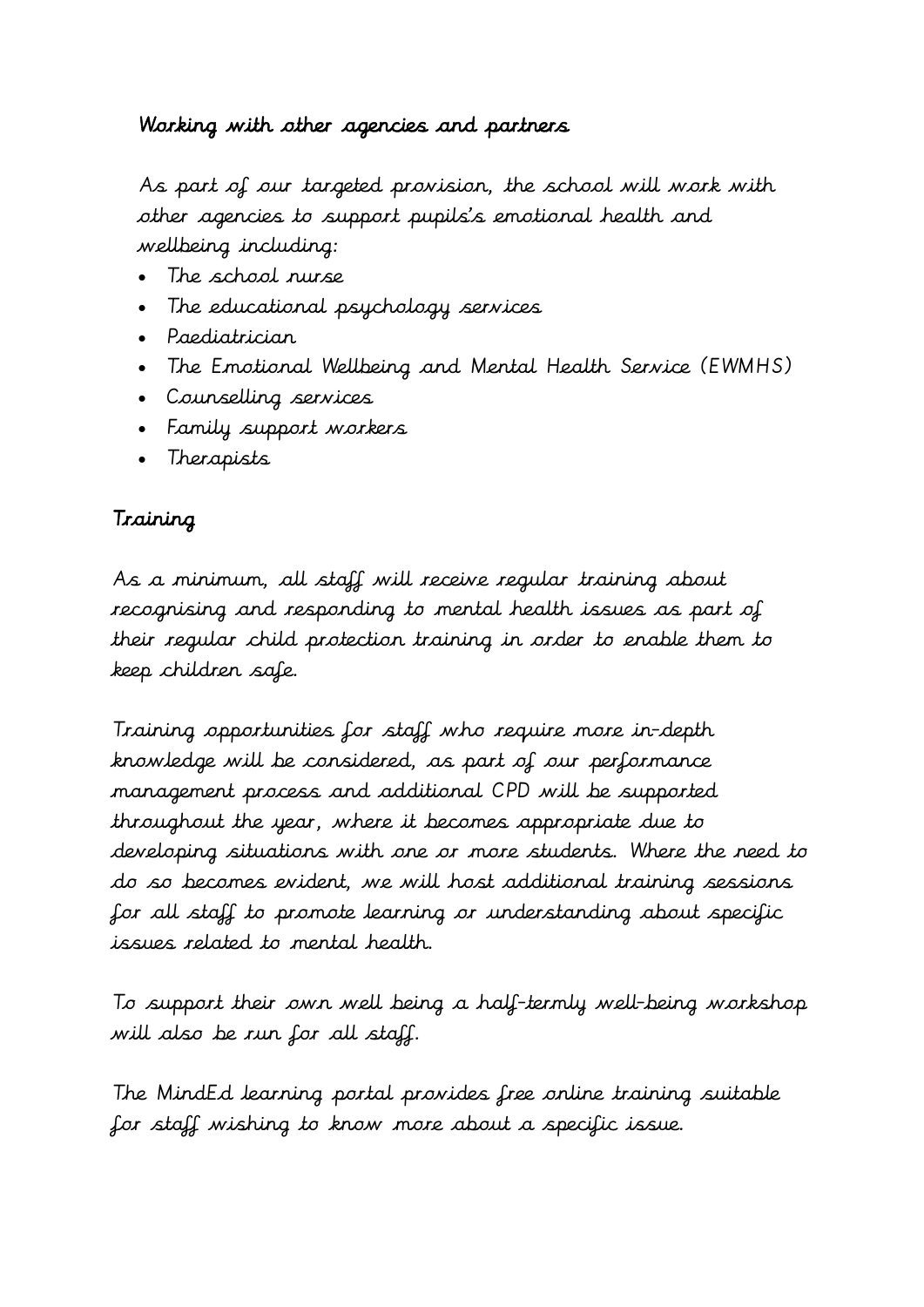## Working with other agencies and partners

As part of our targeted provision, the school will work with other agencies to support pupils's emotional health and wellbeing including:

- The school nurse
- The educational psychology services
- Paediatrician
- The Emotional Wellbeing and Mental Health Service (EWMHS)
- Counselling services
- Family support workers
- Therapists

## Training

As a minimum, all staff will receive regular training about recognising and responding to mental health issues as part of their regular child protection training in order to enable them to keep children safe.

Training opportunities for staff who require more in-depth knowledge will be considered, as part of our performance management process and additional CPD will be supported throughout the year, where it becomes appropriate due to developing situations with one or more students. Where the need to do so becomes evident, we will host additional training sessions for all staff to promote learning or understanding about specific issues related to mental health.

To support their own well being a half-termly well-being workshop will also be run for all staff.

The MindEd learning portal provides free online training suitable for staff wishing to know more about a specific issue.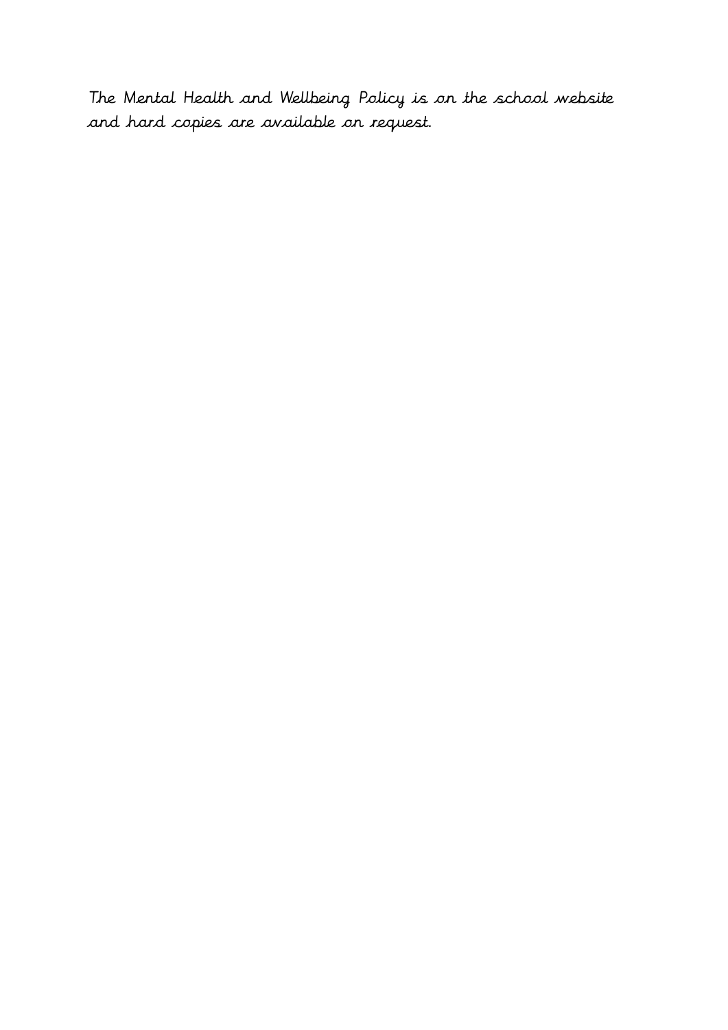The Mental Health and Wellbeing Policy is on the school website and hard copies are available on request.